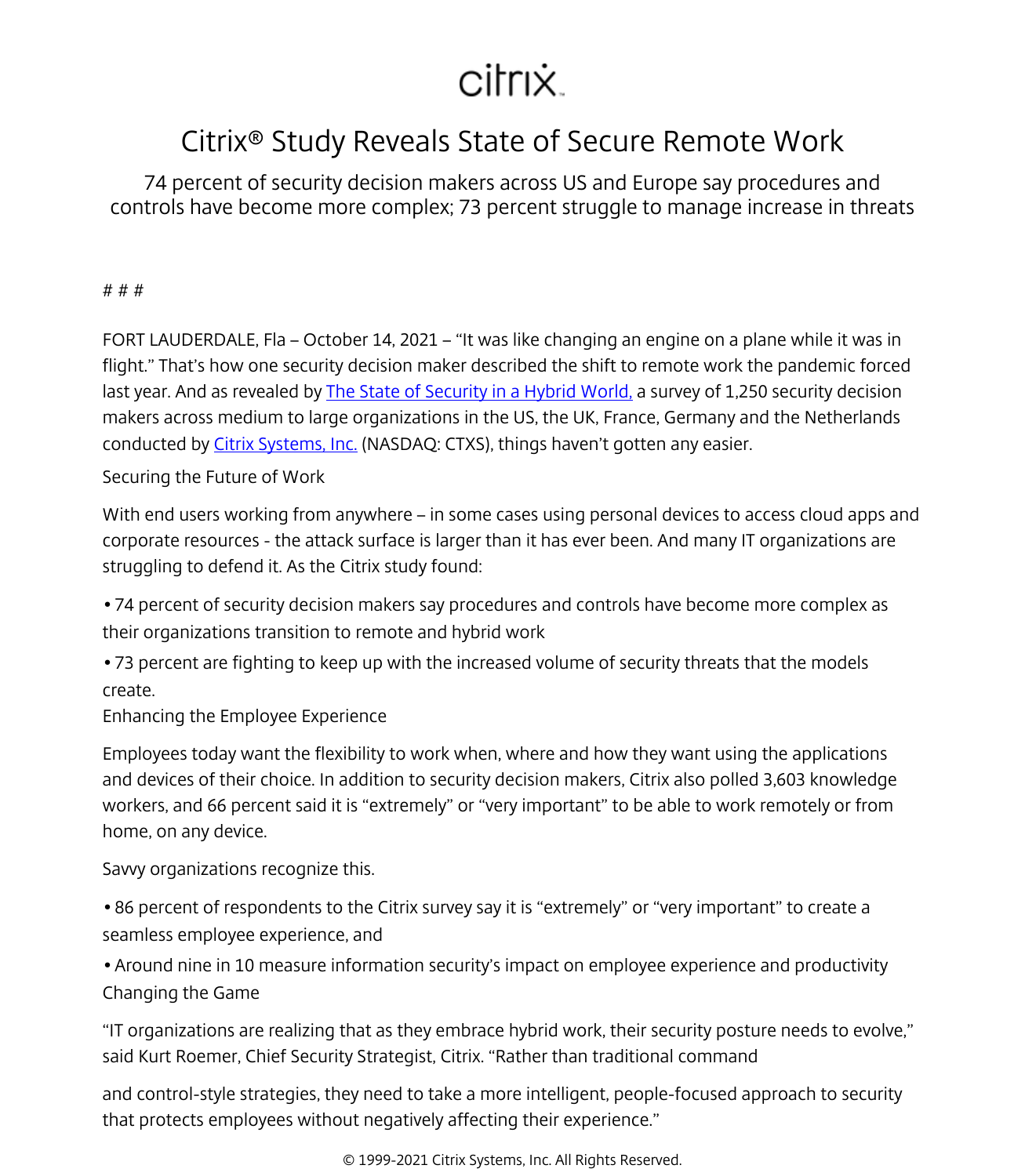citrix

# Citrix® Study Reveals State of Secure Remote Work

74 percent of security decision makers across US and Europe say procedures and controls have become more complex; 73 percent struggle to manage increase in threats

# # #

FORT LAUDERDALE, Fla – October 14, 2021 – "It was like changing an engine on a plane while it was in flight." That's how one security decision maker described the shift to remote work the pandemic forced last year. And as revealed by [The State of Security in a Hybrid World,]() a survey of 1,250 security decision makers across medium to large organizations in the US, the UK, France, Germany and the Netherlands conducted by [Citrix Systems, Inc.]() (NASDAQ: CTXS), things haven't gotten any easier.

Securing the Future of Work

With end users working from anywhere – in some cases using personal devices to access cloud apps and corporate resources - the attack surface is larger than it has ever been. And many IT organizations are struggling to defend it. As the Citrix study found:

- 74 percent of security decision makers say procedures and controls have become more complex as their organizations transition to remote and hybrid work
- 73 percent are fighting to keep up with the increased volume of security threats that the models create.

Enhancing the Employee Experience

Employees today want the flexibility to work when, where and how they want using the applications and devices of their choice. In addition to security decision makers, Citrix also polled 3,603 knowledge workers, and 66 percent said it is "extremely" or "very important" to be able to work remotely or from home, on any device.

Savvy organizations recognize this.

- 86 percent of respondents to the Citrix survey say it is "extremely" or "very important" to create a seamless employee experience, and
- Around nine in 10 measure information security's impact on employee experience and productivity

Changing the Game

"IT organizations are realizing that as they embrace hybrid work, their security posture needs to evolve," said Kurt Roemer, Chief Security Strategist, Citrix. "Rather than traditional command and control-style strategies, they need to take a more intelligent, people-focused approach to security that protects employees without negatively affecting their experience."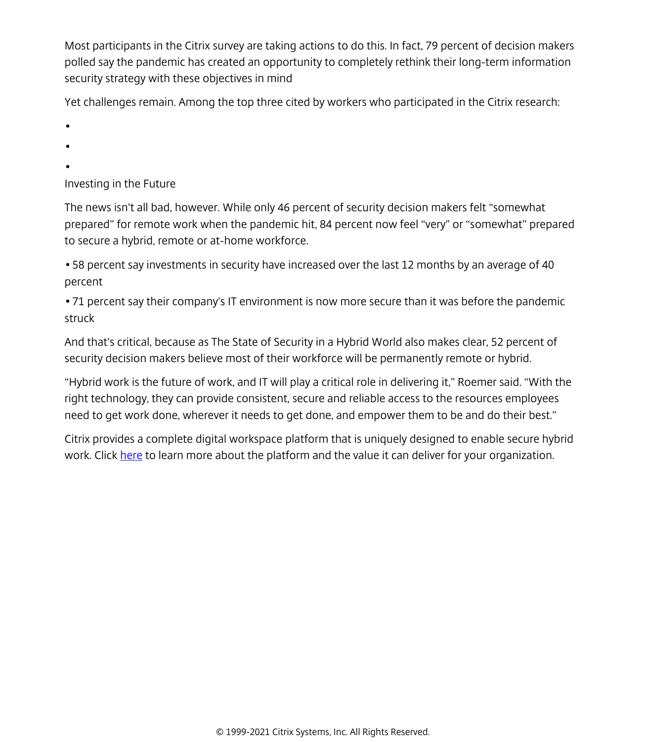Most participants in the Citrix survey are taking actions to do this. In fact, 79 percent of decision makers polled say the pandemic has created an opportunity to completely rethink their long-term information security strategy with these objectives in mind

Yet challenges remain. Among the top three cited by workers who participated in the Citrix research:

-
-
-

## Investing in the Future

The news isn't all bad, however. While only 46 percent of security decision makers felt "somewhat prepared" for remote work when the pandemic hit, 84 percent now feel "very" or "somewhat" prepared to secure a hybrid, remote or at-home workforce.

- 58 percent say investments in security have increased over the last 12 months by an average of 40 percent
- 71 percent say their company's IT environment is now more secure than it was before the pandemic struck

And that's critical, because as The State of Security in a Hybrid World also makes clear, 52 percent of security decision makers believe most of their workforce will be permanently remote or hybrid.

"Hybrid work is the future of work, and IT will play a critical role in delivering it," Roemer said. "With the right technology, they can provide consistent, secure and reliable access to the resources employees need to get work done, wherever it needs to get done, and empower them to be and do their best."

Citrix provides a complete digital workspace platform that is uniquely designed to enable secure hybrid work. Click here to learn more about the platform and the value it can deliver for your organization.